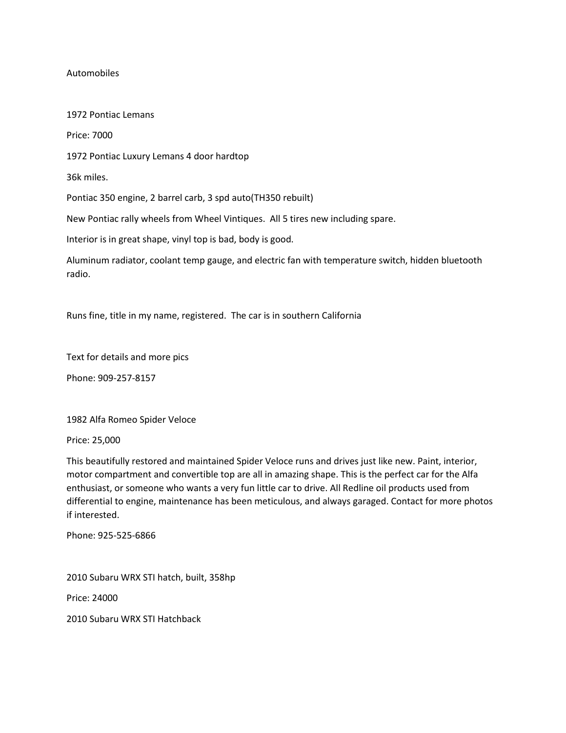# Automobiles

## 1972 Pontiac Lemans

Price: 7000

1972 Pontiac Luxury Lemans 4 door hardtop

36k miles.

Pontiac 350 engine, 2 barrel carb, 3 spd auto(TH350 rebuilt)

New Pontiac rally wheels from Wheel Vintiques. All 5 tires new including spare.

Interior is in great shape, vinyl top is bad, body is good.

Aluminum radiator, coolant temp gauge, and electric fan with temperature switch, hidden bluetooth radio.

Runs fine, title in my name, registered. The car is in southern California

Text for details and more pics

Phone: 909-257-8157

## 1982 Alfa Romeo Spider Veloce

Price: 25,000

This beautifully restored and maintained Spider Veloce runs and drives just like new. Paint, interior, motor compartment and convertible top are all in amazing shape. This is the perfect car for the Alfa enthusiast, or someone who wants a very fun little car to drive. All Redline oil products used from differential to engine, maintenance has been meticulous, and always garaged. Contact for more photos if interested.

Phone: 925-525-6866

## 2010 Subaru WRX STI hatch, built, 358hp

Price: 24000

2010 Subaru WRX STI Hatchback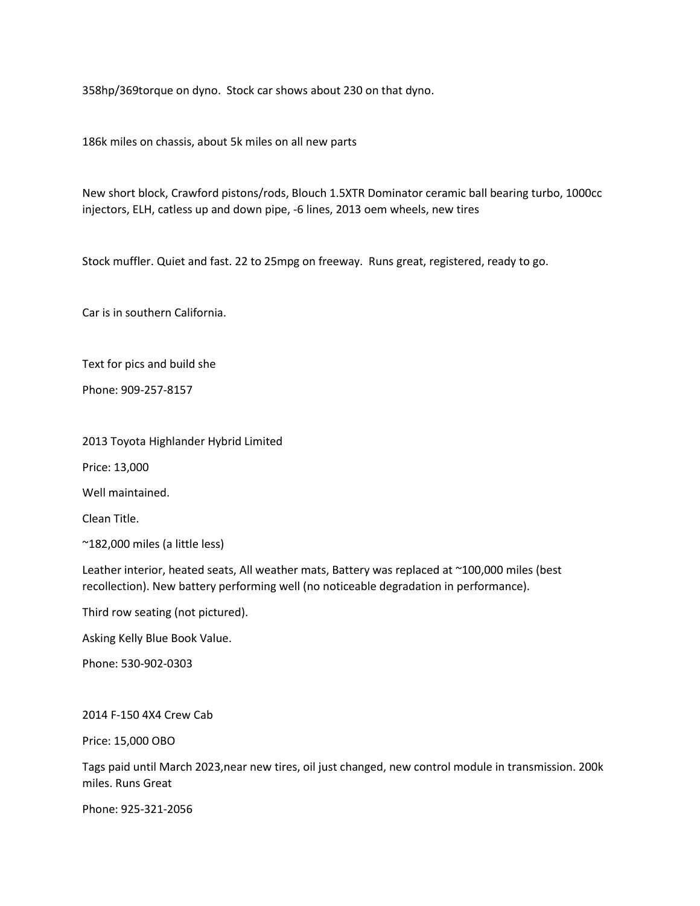358hp/369torque on dyno.  Stock car shows about 230 on that dyno.

186k miles on chassis, about 5k miles on all new parts

New short block, Crawford pistons/rods, Blouch 1.5XTR Dominator ceramic ball bearing turbo, 1000cc injectors, ELH, catless up and down pipe, -6 lines, 2013 oem wheels, new tires

Stock muffler. Quiet and fast. 22 to 25mpg on freeway.  Runs great, registered, ready to go.

Car is in southern California.

Text for pics and build she

Phone: 909-257-8157

2013 Toyota Highlander Hybrid Limited

Price: 13,000

Well maintained.

Clean Title.

~182,000 miles (a little less)

Leather interior, heated seats, All weather mats, Battery was replaced at ~100,000 miles (best recollection). New battery performing well (no noticeable degradation in performance).

Third row seating (not pictured).

Asking Kelly Blue Book Value.

Phone: 530-902-0303

2014 F-150 4X4 Crew Cab

Price: 15,000 OBO

Tags paid until March 2023,near new tires, oil just changed, new control module in transmission. 200k miles. Runs Great

Phone: 925-321-2056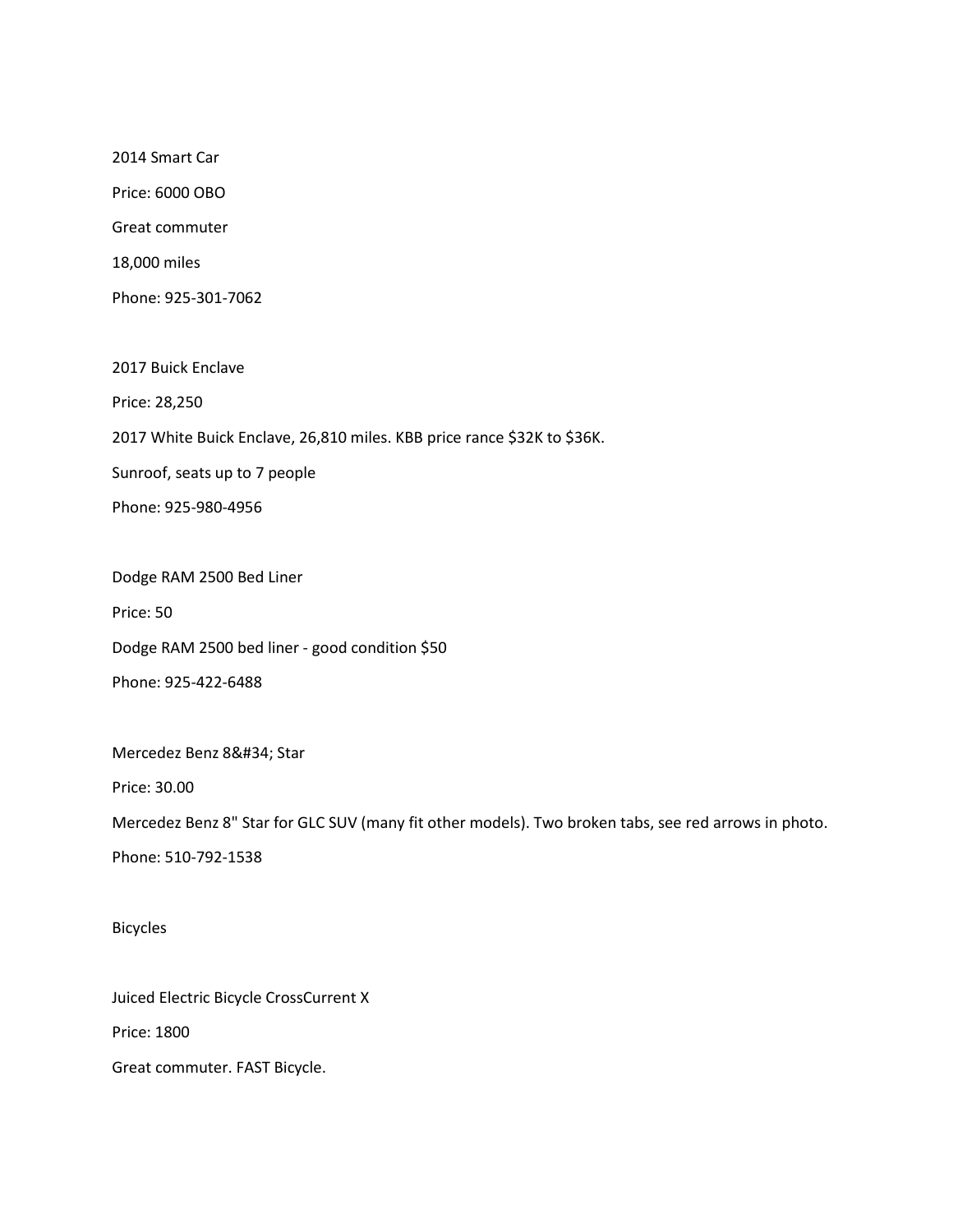2014 Smart Car

Price: 6000 OBO

Great commuter

18,000 miles

Phone: 925-301-7062

2017 Buick Enclave

Price: 28,250

2017 White Buick Enclave, 26,810 miles. KBB price rance $32K to $36K.

Sunroof, seats up to 7 people

Phone: 925-980-4956

Dodge RAM 2500 Bed Liner

Price: 50

Dodge RAM 2500 bed liner - good condition $50

Phone: 925-422-6488

Mercedez Benz 8&#34; Star

Price: 30.00

Mercedez Benz 8" Star for GLC SUV (many fit other models). Two broken tabs, see red arrows in photo.

Phone: 510-792-1538

Bicycles

Juiced Electric Bicycle CrossCurrent X

Price: 1800

Great commuter. FAST Bicycle.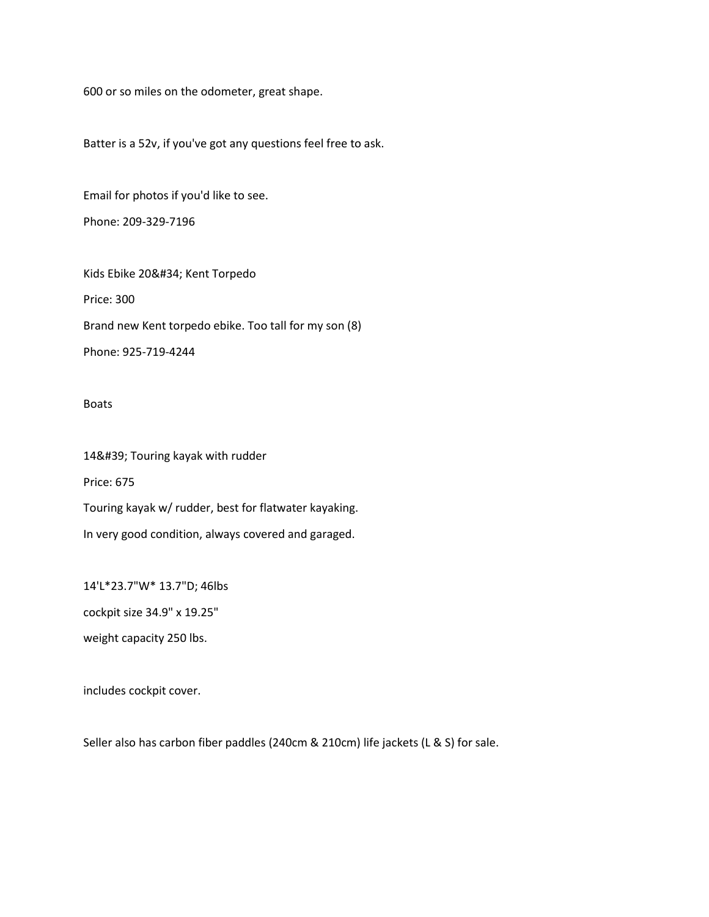600 or so miles on the odometer, great shape.

Batter is a 52v, if you've got any questions feel free to ask.

Email for photos if you'd like to see.

Phone: 209-329-7196

Kids Ebike 20&#34; Kent Torpedo

Price: 300

Brand new Kent torpedo ebike. Too tall for my son (8)

Phone: 925-719-4244

Boats

14&#39; Touring kayak with rudder

Price: 675

Touring kayak w/ rudder, best for flatwater kayaking.

In very good condition, always covered and garaged.

14'L*23.7"W* 13.7"D; 46lbs

cockpit size 34.9" x 19.25"

weight capacity 250 lbs.

includes cockpit cover.

Seller also has carbon fiber paddles (240cm & 210cm) life jackets (L & S) for sale.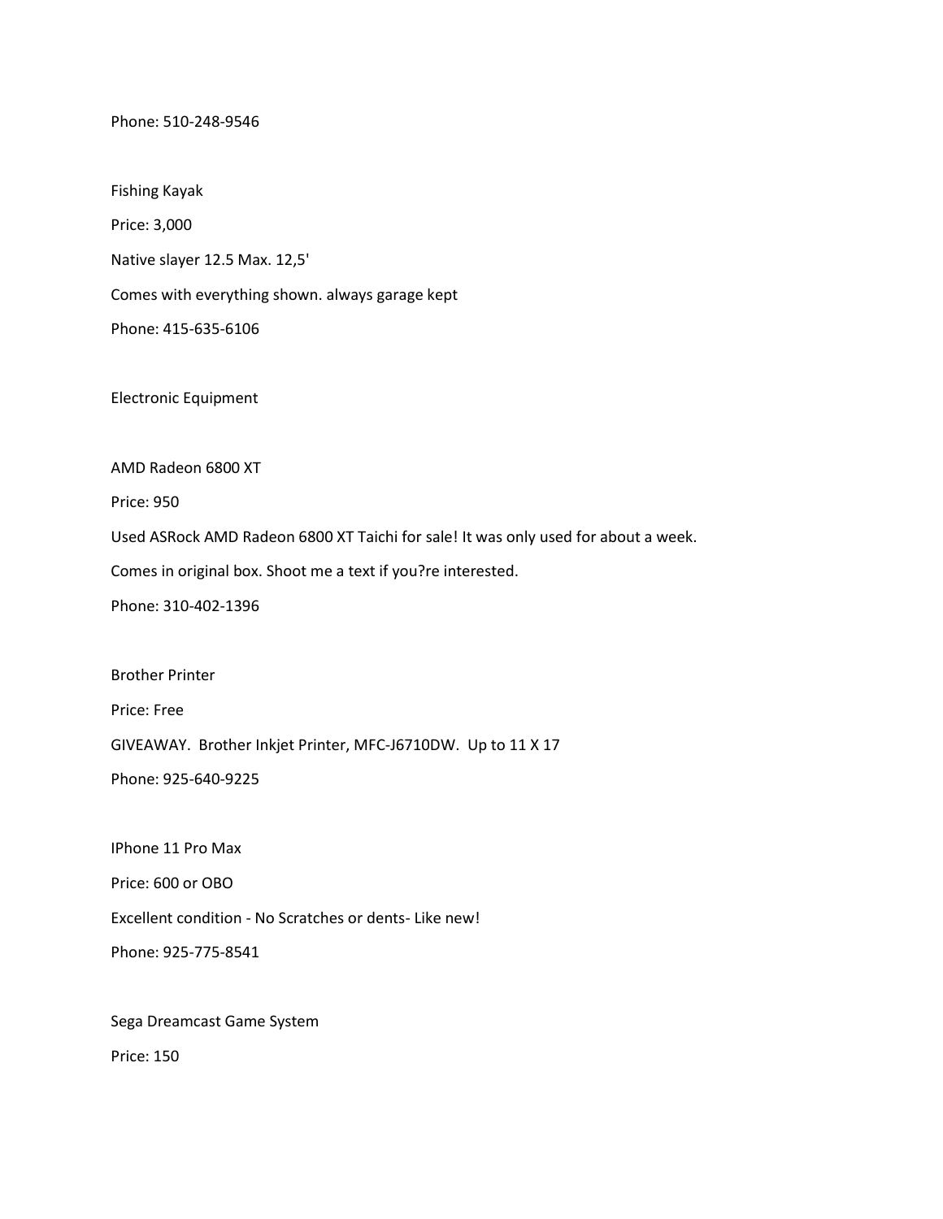Phone: 510-248-9546

Fishing Kayak

Price: 3,000

Native slayer 12.5 Max. 12,5'

Comes with everything shown. always garage kept

Phone: 415-635-6106

Electronic Equipment

AMD Radeon 6800 XT

Price: 950

Used ASRock AMD Radeon 6800 XT Taichi for sale! It was only used for about a week.

Comes in original box. Shoot me a text if you?re interested.

Phone: 310-402-1396

Brother Printer

Price: Free

GIVEAWAY.  Brother Inkjet Printer, MFC-J6710DW.  Up to 11 X 17

Phone: 925-640-9225

IPhone 11 Pro Max

Price: 600 or OBO

Excellent condition - No Scratches or dents- Like new!

Phone: 925-775-8541

Sega Dreamcast Game System

Price: 150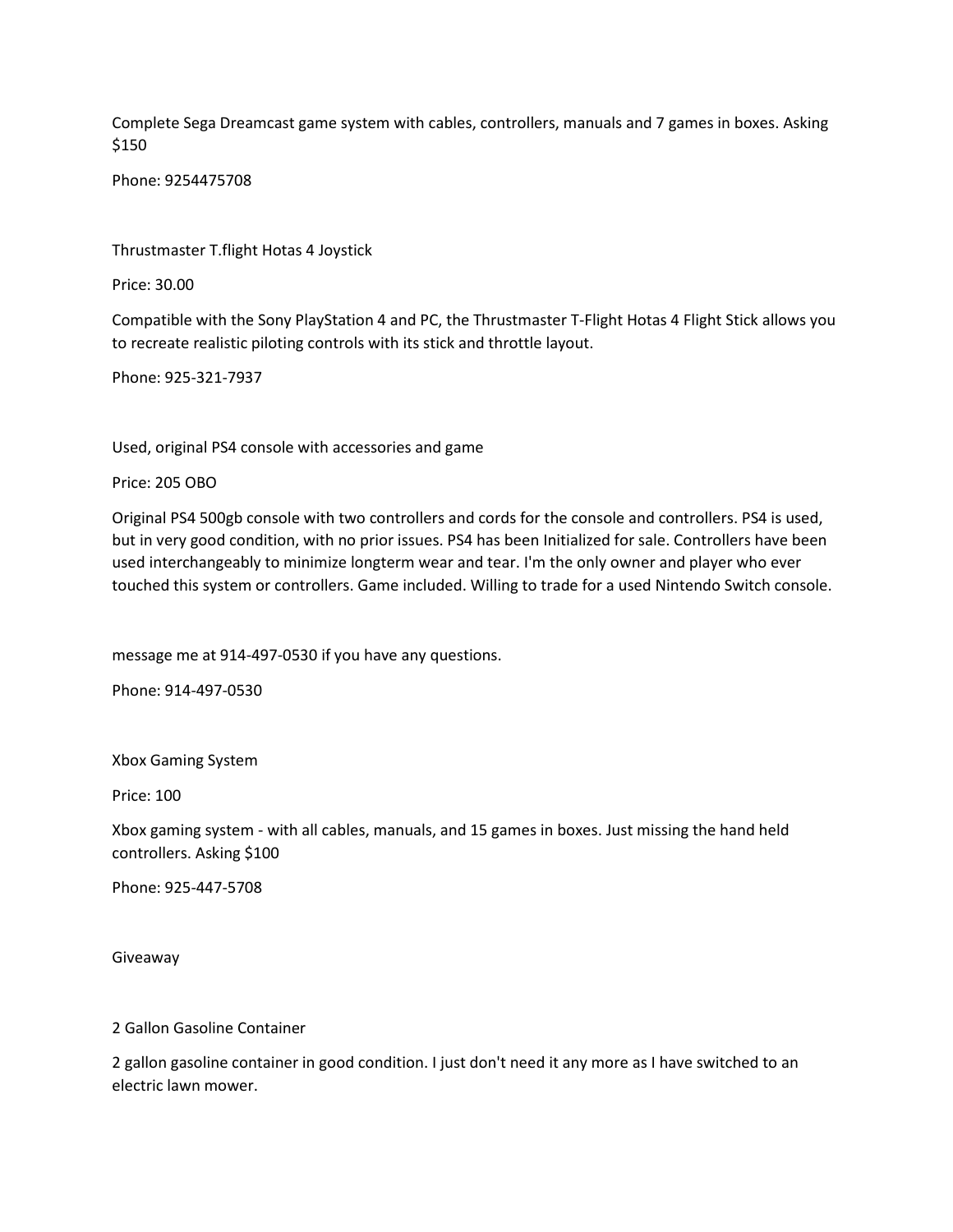Complete Sega Dreamcast game system with cables, controllers, manuals and 7 games in boxes. Asking $150

Phone: 9254475708

Thrustmaster T.flight Hotas 4 Joystick

Price: 30.00

Compatible with the Sony PlayStation 4 and PC, the Thrustmaster T-Flight Hotas 4 Flight Stick allows you to recreate realistic piloting controls with its stick and throttle layout.

Phone: 925-321-7937

Used, original PS4 console with accessories and game

Price: 205 OBO

Original PS4 500gb console with two controllers and cords for the console and controllers. PS4 is used, but in very good condition, with no prior issues. PS4 has been Initialized for sale. Controllers have been used interchangeably to minimize longterm wear and tear. I'm the only owner and player who ever touched this system or controllers. Game included. Willing to trade for a used Nintendo Switch console.

message me at 914-497-0530 if you have any questions.

Phone: 914-497-0530

Xbox Gaming System

Price: 100

Xbox gaming system - with all cables, manuals, and 15 games in boxes. Just missing the hand held controllers. Asking $100

Phone: 925-447-5708

Giveaway

2 Gallon Gasoline Container

2 gallon gasoline container in good condition. I just don't need it any more as I have switched to an electric lawn mower.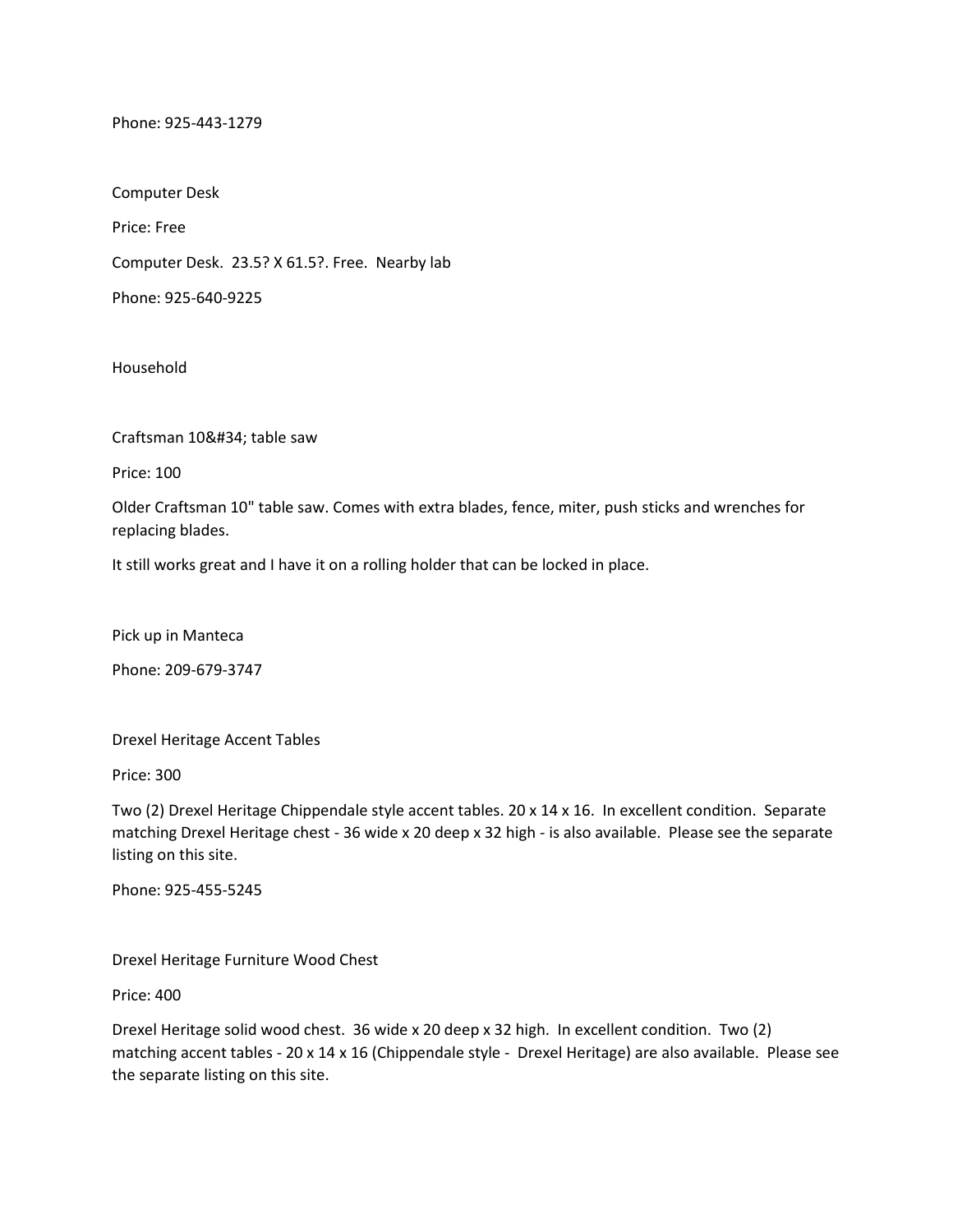Phone: 925-443-1279

Computer Desk

Price: Free

Computer Desk. 23.5? X 61.5?. Free. Nearby lab

Phone: 925-640-9225

Household

Craftsman 10&#34; table saw

Price: 100

Older Craftsman 10" table saw. Comes with extra blades, fence, miter, push sticks and wrenches for replacing blades.

It still works great and I have it on a rolling holder that can be locked in place.

Pick up in Manteca

Phone: 209-679-3747

Drexel Heritage Accent Tables

Price: 300

Two (2) Drexel Heritage Chippendale style accent tables. 20 x 14 x 16. In excellent condition. Separate matching Drexel Heritage chest - 36 wide x 20 deep x 32 high - is also available. Please see the separate listing on this site.

Phone: 925-455-5245

Drexel Heritage Furniture Wood Chest

Price: 400

Drexel Heritage solid wood chest. 36 wide x 20 deep x 32 high. In excellent condition. Two (2) matching accent tables - 20 x 14 x 16 (Chippendale style - Drexel Heritage) are also available. Please see the separate listing on this site.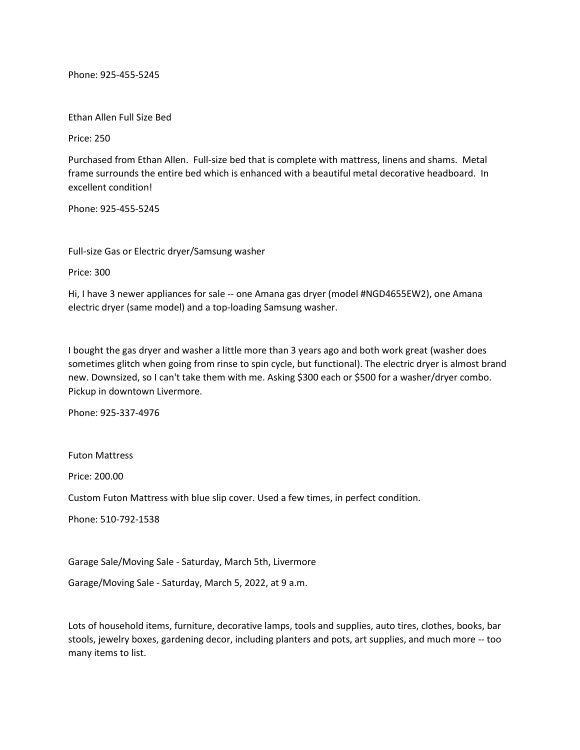Phone: 925-455-5245

Ethan Allen Full Size Bed

Price: 250

Purchased from Ethan Allen. Full-size bed that is complete with mattress, linens and shams. Metal frame surrounds the entire bed which is enhanced with a beautiful metal decorative headboard. In excellent condition!

Phone: 925-455-5245

Full-size Gas or Electric dryer/Samsung washer

Price: 300

Hi, I have 3 newer appliances for sale -- one Amana gas dryer (model #NGD4655EW2), one Amana electric dryer (same model) and a top-loading Samsung washer.

I bought the gas dryer and washer a little more than 3 years ago and both work great (washer does sometimes glitch when going from rinse to spin cycle, but functional). The electric dryer is almost brand new. Downsized, so I can't take them with me. Asking $300 each or $500 for a washer/dryer combo. Pickup in downtown Livermore.

Phone: 925-337-4976

Futon Mattress

Price: 200.00

Custom Futon Mattress with blue slip cover. Used a few times, in perfect condition.

Phone: 510-792-1538

Garage Sale/Moving Sale - Saturday, March 5th, Livermore

Garage/Moving Sale - Saturday, March 5, 2022, at 9 a.m.

Lots of household items, furniture, decorative lamps, tools and supplies, auto tires, clothes, books, bar stools, jewelry boxes, gardening decor, including planters and pots, art supplies, and much more -- too many items to list.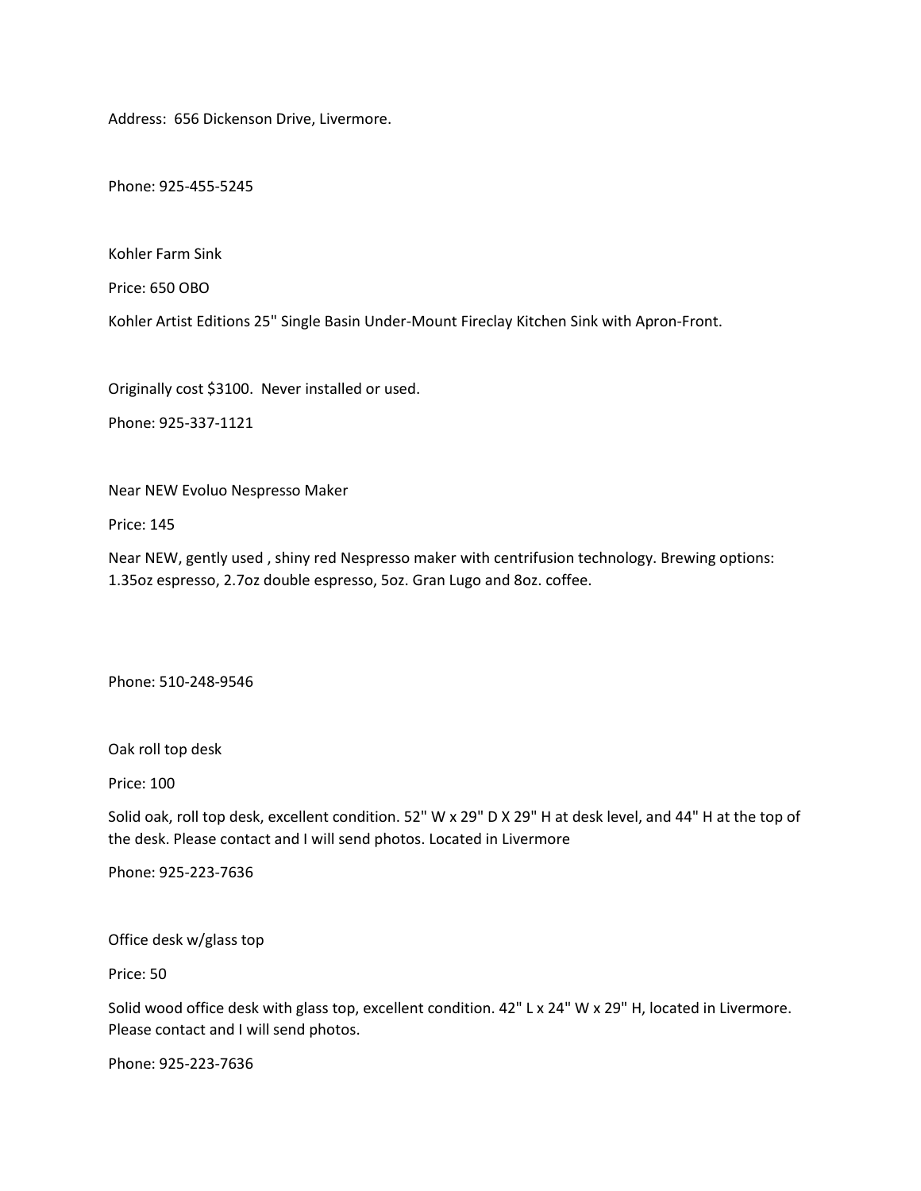Address:  656 Dickenson Drive, Livermore.

Phone: 925-455-5245

Kohler Farm Sink

Price: 650 OBO

Kohler Artist Editions 25" Single Basin Under-Mount Fireclay Kitchen Sink with Apron-Front.

Originally cost $3100.  Never installed or used.

Phone: 925-337-1121

Near NEW Evoluo Nespresso Maker

Price: 145

Near NEW, gently used , shiny red Nespresso maker with centrifusion technology. Brewing options: 1.35oz espresso, 2.7oz double espresso, 5oz. Gran Lugo and 8oz. coffee.

Phone: 510-248-9546

Oak roll top desk

Price: 100

Solid oak, roll top desk, excellent condition. 52" W x 29" D X 29" H at desk level, and 44" H at the top of the desk. Please contact and I will send photos. Located in Livermore

Phone: 925-223-7636

Office desk w/glass top

Price: 50

Solid wood office desk with glass top, excellent condition. 42" L x 24" W x 29" H, located in Livermore. Please contact and I will send photos.

Phone: 925-223-7636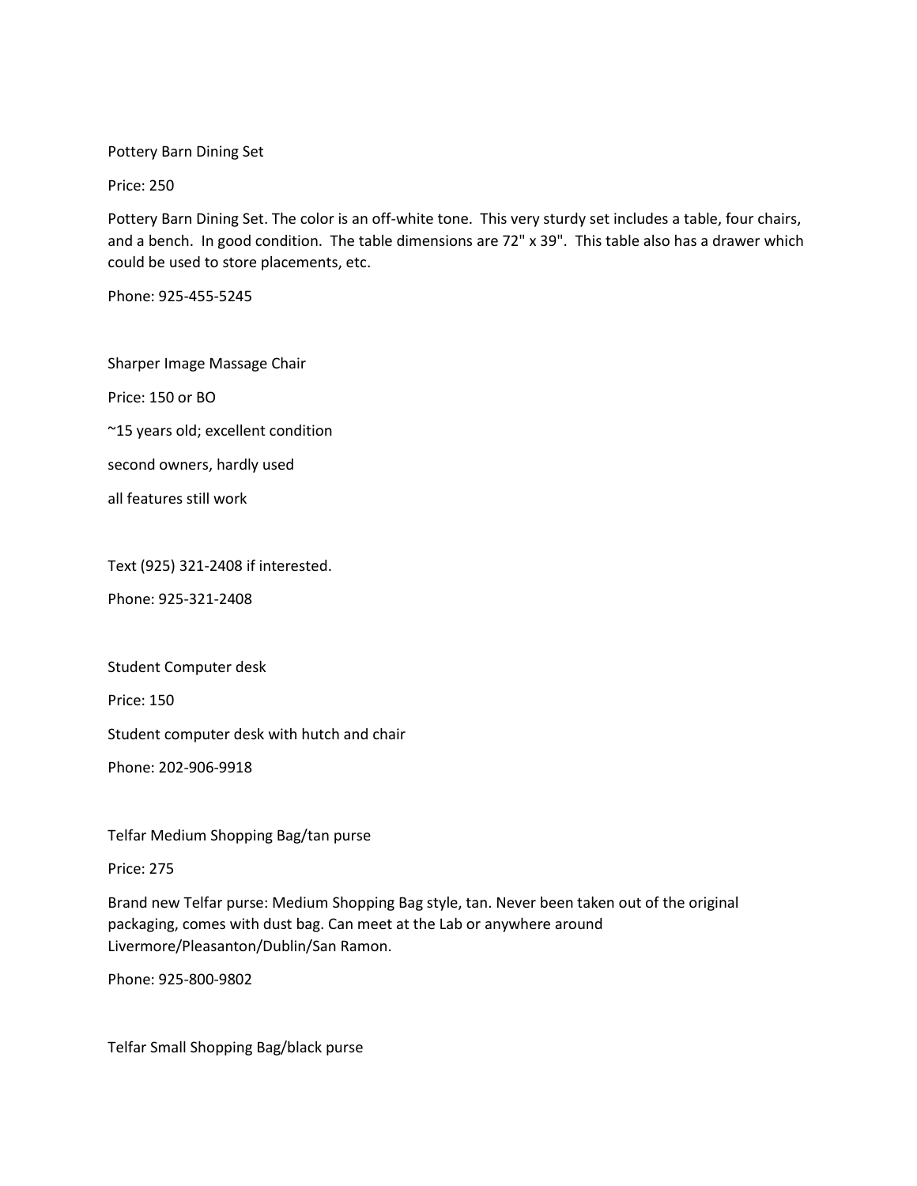Pottery Barn Dining Set

Price: 250

Pottery Barn Dining Set. The color is an off-white tone. This very sturdy set includes a table, four chairs, and a bench. In good condition. The table dimensions are 72" x 39". This table also has a drawer which could be used to store placements, etc.

Phone: 925-455-5245

Sharper Image Massage Chair

Price: 150 or BO

~15 years old; excellent condition

second owners, hardly used

all features still work

Text (925) 321-2408 if interested.

Phone: 925-321-2408

Student Computer desk

Price: 150

Student computer desk with hutch and chair

Phone: 202-906-9918

Telfar Medium Shopping Bag/tan purse

Price: 275

Brand new Telfar purse: Medium Shopping Bag style, tan. Never been taken out of the original packaging, comes with dust bag. Can meet at the Lab or anywhere around Livermore/Pleasanton/Dublin/San Ramon.

Phone: 925-800-9802

Telfar Small Shopping Bag/black purse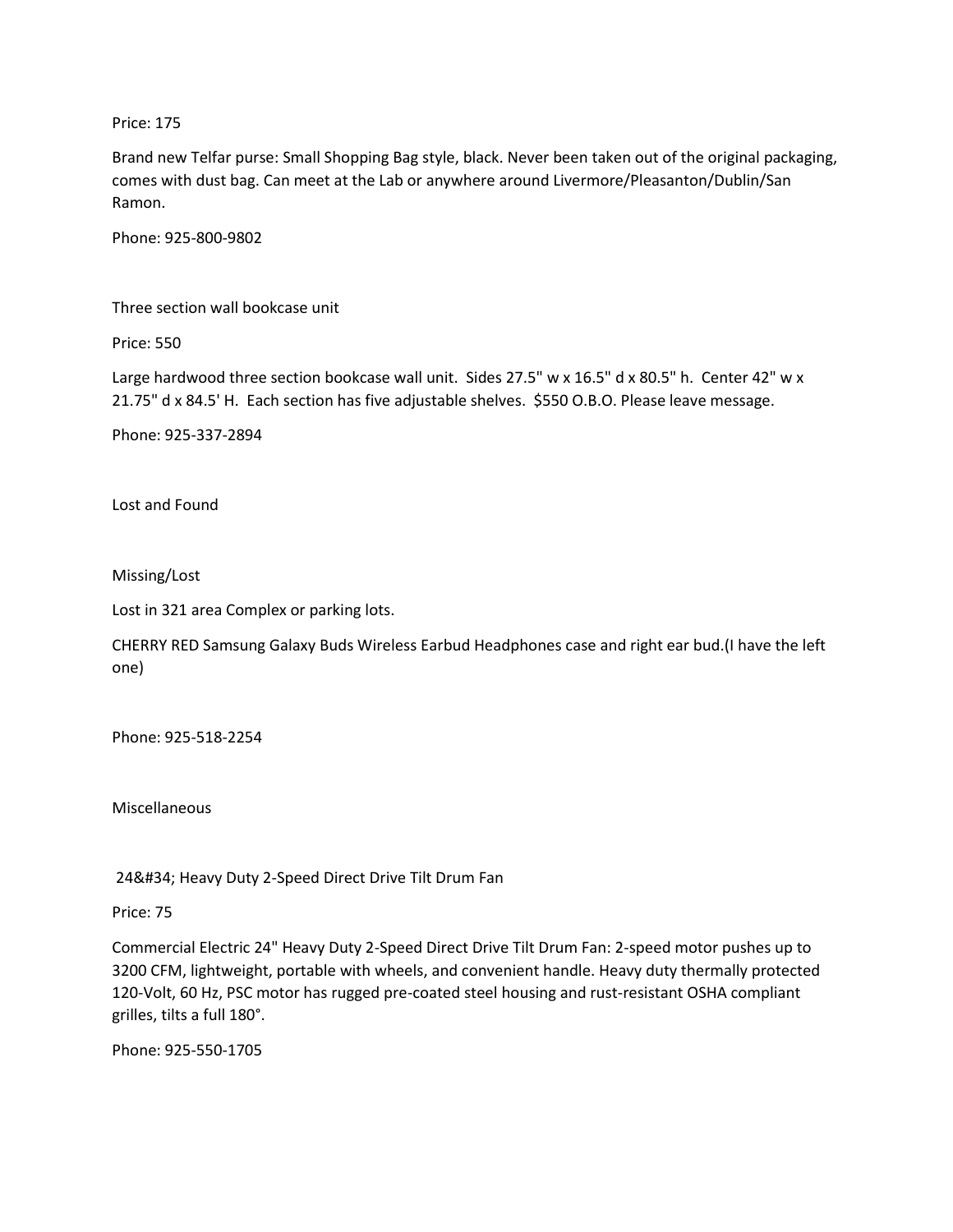Price: 175

Brand new Telfar purse: Small Shopping Bag style, black. Never been taken out of the original packaging, comes with dust bag. Can meet at the Lab or anywhere around Livermore/Pleasanton/Dublin/San Ramon.

Phone: 925-800-9802

Three section wall bookcase unit

Price: 550

Large hardwood three section bookcase wall unit. Sides 27.5" w x 16.5" d x 80.5" h. Center 42" w x 21.75" d x 84.5' H. Each section has five adjustable shelves. $550 O.B.O. Please leave message.

Phone: 925-337-2894

## Lost and Found

### Missing/Lost

Lost in 321 area Complex or parking lots.

CHERRY RED Samsung Galaxy Buds Wireless Earbud Headphones case and right ear bud.(I have the left one)

Phone: 925-518-2254

## Miscellaneous

24&#34; Heavy Duty 2-Speed Direct Drive Tilt Drum Fan

Price: 75

Commercial Electric 24" Heavy Duty 2-Speed Direct Drive Tilt Drum Fan: 2-speed motor pushes up to 3200 CFM, lightweight, portable with wheels, and convenient handle. Heavy duty thermally protected 120-Volt, 60 Hz, PSC motor has rugged pre-coated steel housing and rust-resistant OSHA compliant grilles, tilts a full 180°.

Phone: 925-550-1705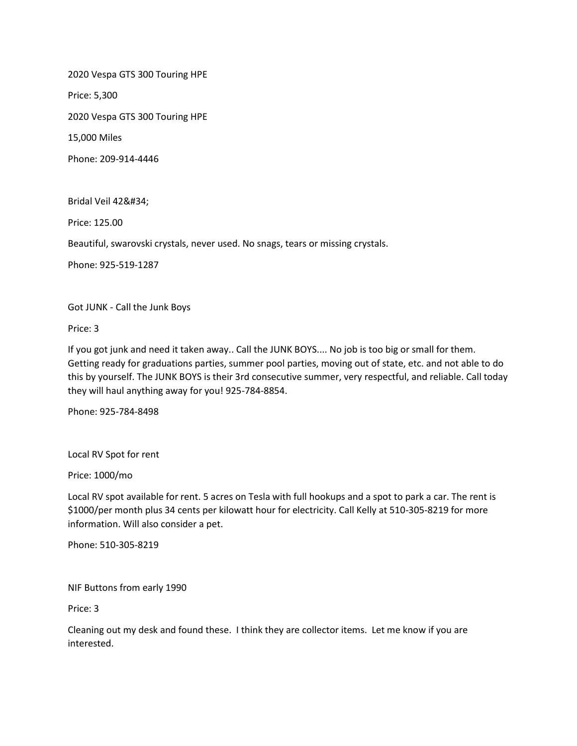2020 Vespa GTS 300 Touring HPE

Price: 5,300

2020 Vespa GTS 300 Touring HPE

15,000 Miles

Phone: 209-914-4446

Bridal Veil 42&#34;

Price: 125.00

Beautiful, swarovski crystals, never used. No snags, tears or missing crystals.

Phone: 925-519-1287

Got JUNK - Call the Junk Boys

Price: 3

If you got junk and need it taken away.. Call the JUNK BOYS.... No job is too big or small for them. Getting ready for graduations parties, summer pool parties, moving out of state, etc. and not able to do this by yourself. The JUNK BOYS is their 3rd consecutive summer, very respectful, and reliable. Call today they will haul anything away for you! 925-784-8854.

Phone: 925-784-8498

Local RV Spot for rent

Price: 1000/mo

Local RV spot available for rent. 5 acres on Tesla with full hookups and a spot to park a car. The rent is $1000/per month plus 34 cents per kilowatt hour for electricity. Call Kelly at 510-305-8219 for more information. Will also consider a pet.

Phone: 510-305-8219

NIF Buttons from early 1990

Price: 3

Cleaning out my desk and found these. I think they are collector items. Let me know if you are interested.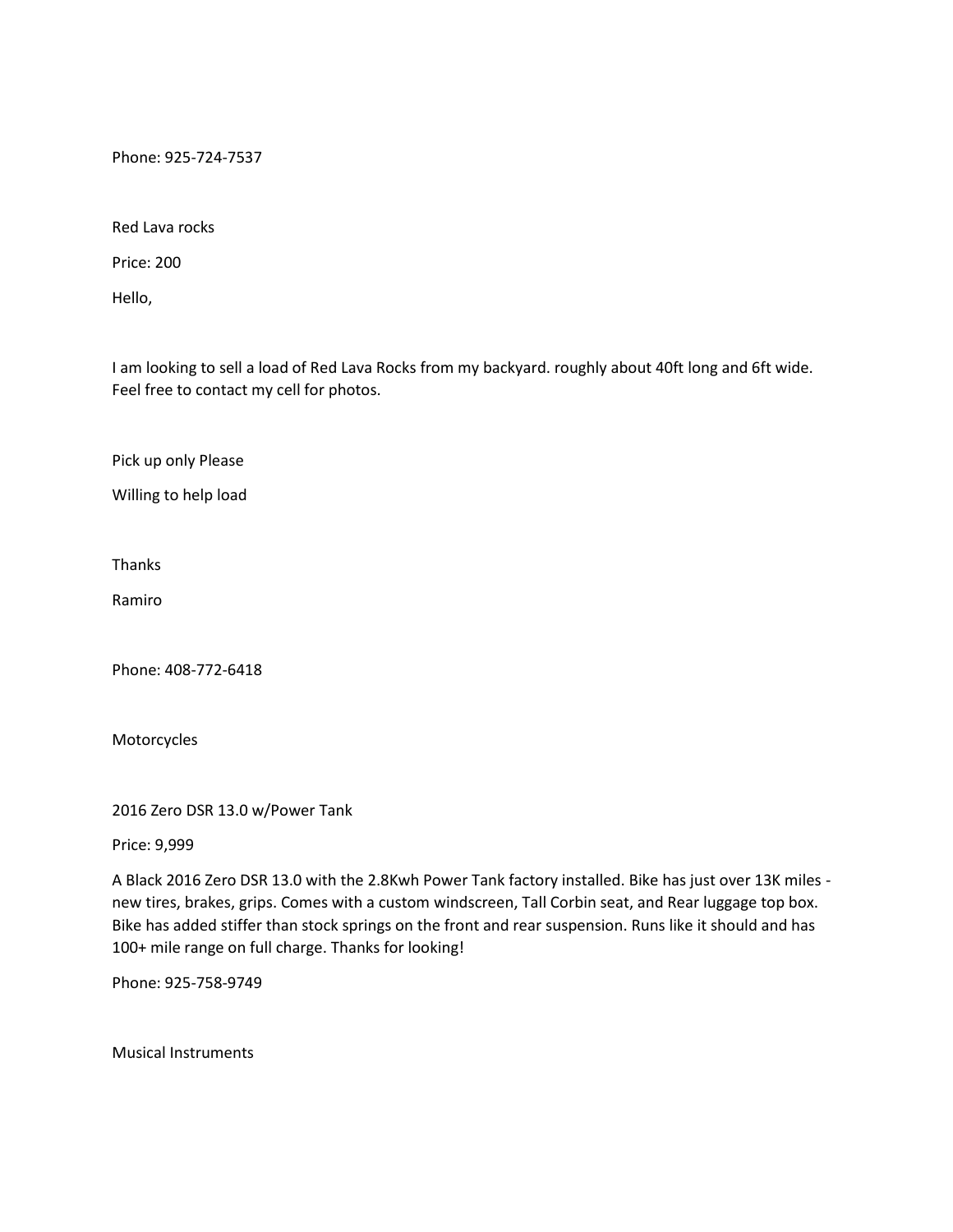Phone: 925-724-7537

Red Lava rocks

Price: 200

Hello,

I am looking to sell a load of Red Lava Rocks from my backyard. roughly about 40ft long and 6ft wide. Feel free to contact my cell for photos.

Pick up only Please

Willing to help load

Thanks

Ramiro

Phone: 408-772-6418

Motorcycles

2016 Zero DSR 13.0 w/Power Tank

Price: 9,999

A Black 2016 Zero DSR 13.0 with the 2.8Kwh Power Tank factory installed. Bike has just over 13K miles - new tires, brakes, grips. Comes with a custom windscreen, Tall Corbin seat, and Rear luggage top box. Bike has added stiffer than stock springs on the front and rear suspension. Runs like it should and has 100+ mile range on full charge. Thanks for looking!

Phone: 925-758-9749

Musical Instruments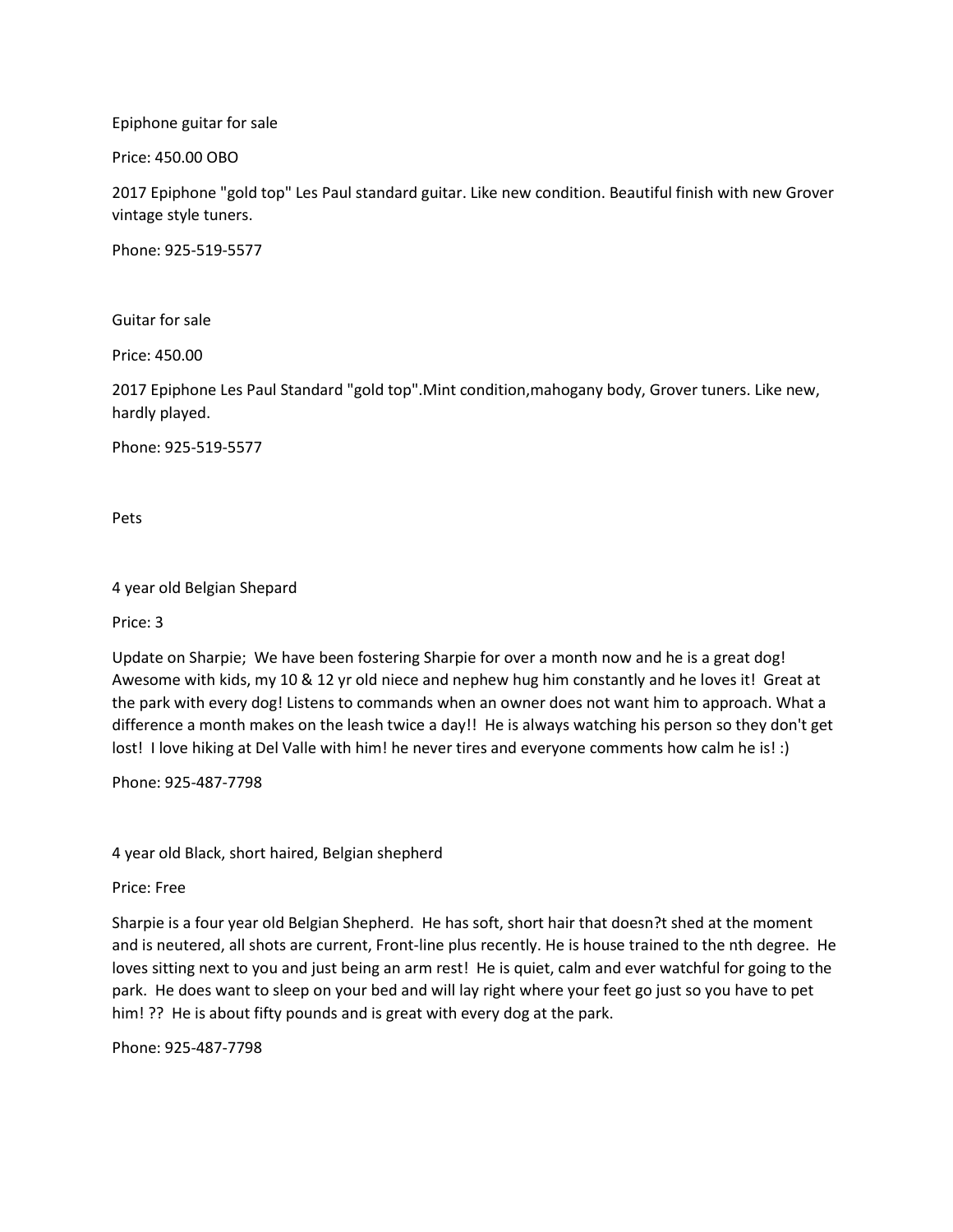Epiphone guitar for sale

Price: 450.00 OBO

2017 Epiphone "gold top" Les Paul standard guitar. Like new condition. Beautiful finish with new Grover vintage style tuners.

Phone: 925-519-5577

Guitar for sale

Price: 450.00

2017 Epiphone Les Paul Standard "gold top".Mint condition,mahogany body, Grover tuners. Like new, hardly played.

Phone: 925-519-5577

Pets

4 year old Belgian Shepard

Price: 3

Update on Sharpie; We have been fostering Sharpie for over a month now and he is a great dog! Awesome with kids, my 10 & 12 yr old niece and nephew hug him constantly and he loves it! Great at the park with every dog! Listens to commands when an owner does not want him to approach. What a difference a month makes on the leash twice a day!! He is always watching his person so they don't get lost! I love hiking at Del Valle with him! he never tires and everyone comments how calm he is! :)

Phone: 925-487-7798

4 year old Black, short haired, Belgian shepherd

Price: Free

Sharpie is a four year old Belgian Shepherd. He has soft, short hair that doesn?t shed at the moment and is neutered, all shots are current, Front-line plus recently. He is house trained to the nth degree. He loves sitting next to you and just being an arm rest! He is quiet, calm and ever watchful for going to the park. He does want to sleep on your bed and will lay right where your feet go just so you have to pet him! ?? He is about fifty pounds and is great with every dog at the park.

Phone: 925-487-7798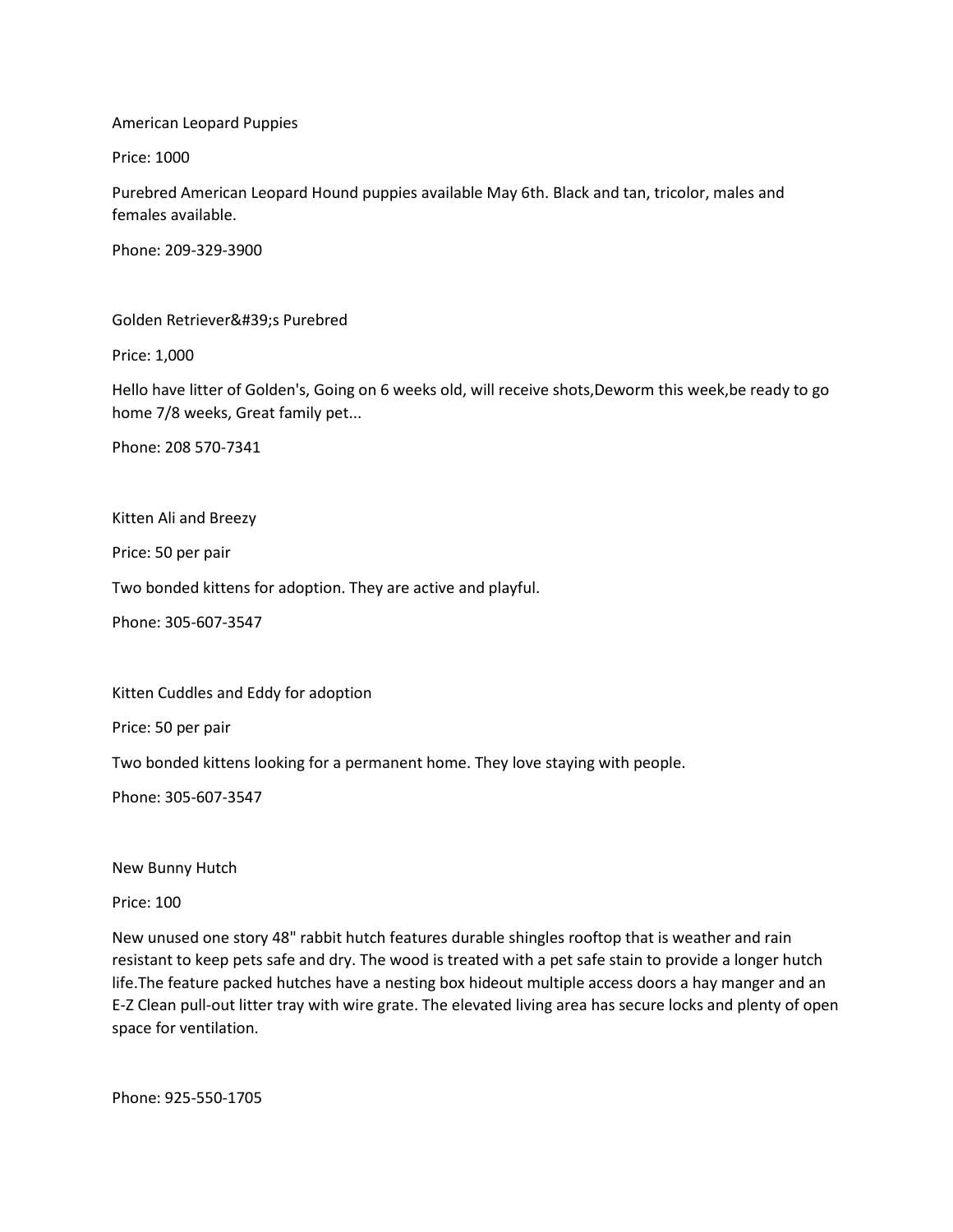American Leopard Puppies

Price: 1000

Purebred American Leopard Hound puppies available May 6th. Black and tan, tricolor, males and females available.

Phone: 209-329-3900

Golden Retriever&#39;s Purebred

Price: 1,000

Hello have litter of Golden's, Going on 6 weeks old, will receive shots,Deworm this week,be ready to go home 7/8 weeks, Great family pet...

Phone: 208 570-7341

Kitten Ali and Breezy

Price: 50 per pair

Two bonded kittens for adoption. They are active and playful.

Phone: 305-607-3547

Kitten Cuddles and Eddy for adoption

Price: 50 per pair

Two bonded kittens looking for a permanent home. They love staying with people.

Phone: 305-607-3547

New Bunny Hutch

Price: 100

New unused one story 48" rabbit hutch features durable shingles rooftop that is weather and rain resistant to keep pets safe and dry. The wood is treated with a pet safe stain to provide a longer hutch life.The feature packed hutches have a nesting box hideout multiple access doors a hay manger and an E-Z Clean pull-out litter tray with wire grate. The elevated living area has secure locks and plenty of open space for ventilation.

Phone: 925-550-1705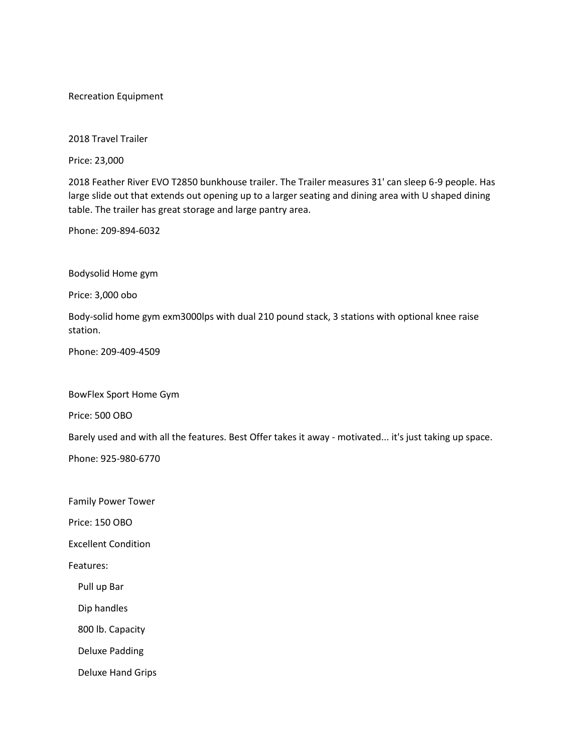Recreation Equipment

2018 Travel Trailer

Price: 23,000

2018 Feather River EVO T2850 bunkhouse trailer. The Trailer measures 31' can sleep 6-9 people. Has large slide out that extends out opening up to a larger seating and dining area with U shaped dining table. The trailer has great storage and large pantry area.

Phone: 209-894-6032

Bodysolid Home gym

Price: 3,000 obo

Body-solid home gym exm3000lps with dual 210 pound stack, 3 stations with optional knee raise station.

Phone: 209-409-4509

BowFlex Sport Home Gym

Price: 500 OBO

Barely used and with all the features. Best Offer takes it away - motivated... it's just taking up space.

Phone: 925-980-6770

Family Power Tower

Price: 150 OBO

Excellent Condition

Features:

- Pull up Bar
- Dip handles
- 800 lb. Capacity
- Deluxe Padding
- Deluxe Hand Grips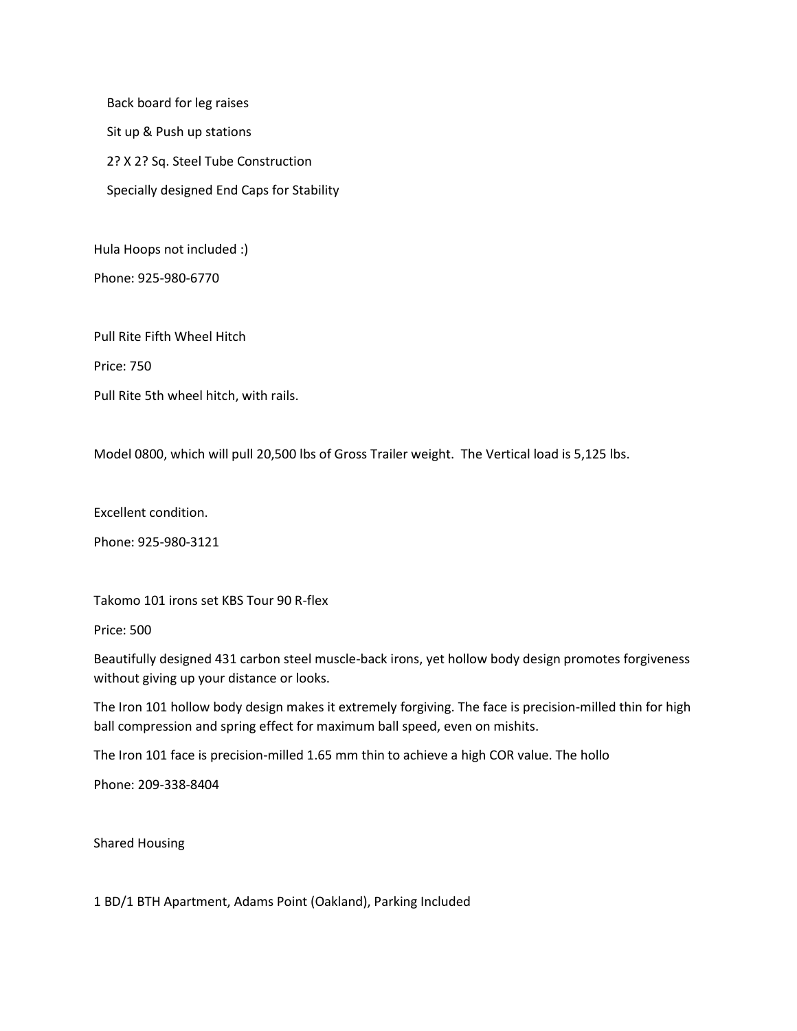Back board for leg raises

Sit up & Push up stations

2? X 2? Sq. Steel Tube Construction

Specially designed End Caps for Stability

Hula Hoops not included :)

Phone: 925-980-6770

Pull Rite Fifth Wheel Hitch

Price: 750

Pull Rite 5th wheel hitch, with rails.

Model 0800, which will pull 20,500 lbs of Gross Trailer weight. The Vertical load is 5,125 lbs.

Excellent condition.

Phone: 925-980-3121

Takomo 101 irons set KBS Tour 90 R-flex

Price: 500

Beautifully designed 431 carbon steel muscle-back irons, yet hollow body design promotes forgiveness without giving up your distance or looks.

The Iron 101 hollow body design makes it extremely forgiving. The face is precision-milled thin for high ball compression and spring effect for maximum ball speed, even on mishits.

The Iron 101 face is precision-milled 1.65 mm thin to achieve a high COR value. The hollo

Phone: 209-338-8404

Shared Housing

1 BD/1 BTH Apartment, Adams Point (Oakland), Parking Included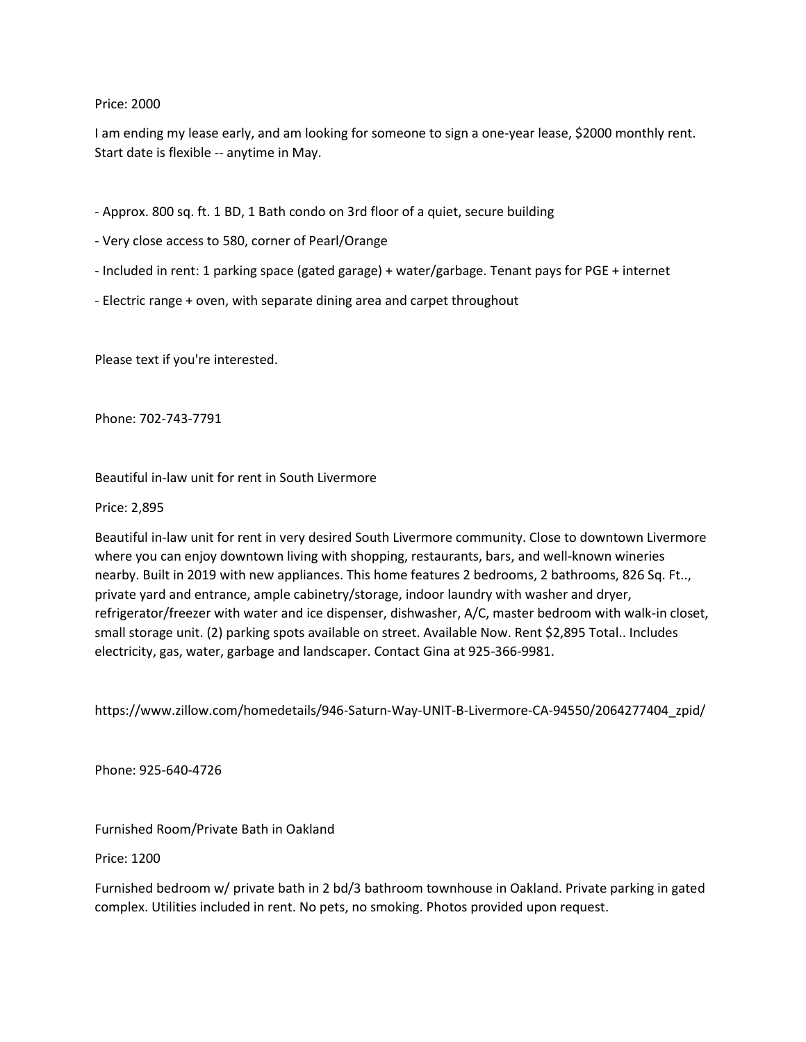Price: 2000

I am ending my lease early, and am looking for someone to sign a one-year lease, $2000 monthly rent. Start date is flexible -- anytime in May.

- Approx. 800 sq. ft. 1 BD, 1 Bath condo on 3rd floor of a quiet, secure building
- Very close access to 580, corner of Pearl/Orange
- Included in rent: 1 parking space (gated garage) + water/garbage. Tenant pays for PGE + internet
- Electric range + oven, with separate dining area and carpet throughout

Please text if you're interested.

Phone: 702-743-7791

Beautiful in-law unit for rent in South Livermore

Price: 2,895

Beautiful in-law unit for rent in very desired South Livermore community. Close to downtown Livermore where you can enjoy downtown living with shopping, restaurants, bars, and well-known wineries nearby. Built in 2019 with new appliances. This home features 2 bedrooms, 2 bathrooms, 826 Sq. Ft.., private yard and entrance, ample cabinetry/storage, indoor laundry with washer and dryer, refrigerator/freezer with water and ice dispenser, dishwasher, A/C, master bedroom with walk-in closet, small storage unit. (2) parking spots available on street. Available Now. Rent $2,895 Total.. Includes electricity, gas, water, garbage and landscaper. Contact Gina at 925-366-9981.

https://www.zillow.com/homedetails/946-Saturn-Way-UNIT-B-Livermore-CA-94550/2064277404_zpid/

Phone: 925-640-4726

Furnished Room/Private Bath in Oakland

Price: 1200

Furnished bedroom w/ private bath in 2 bd/3 bathroom townhouse in Oakland. Private parking in gated complex. Utilities included in rent. No pets, no smoking. Photos provided upon request.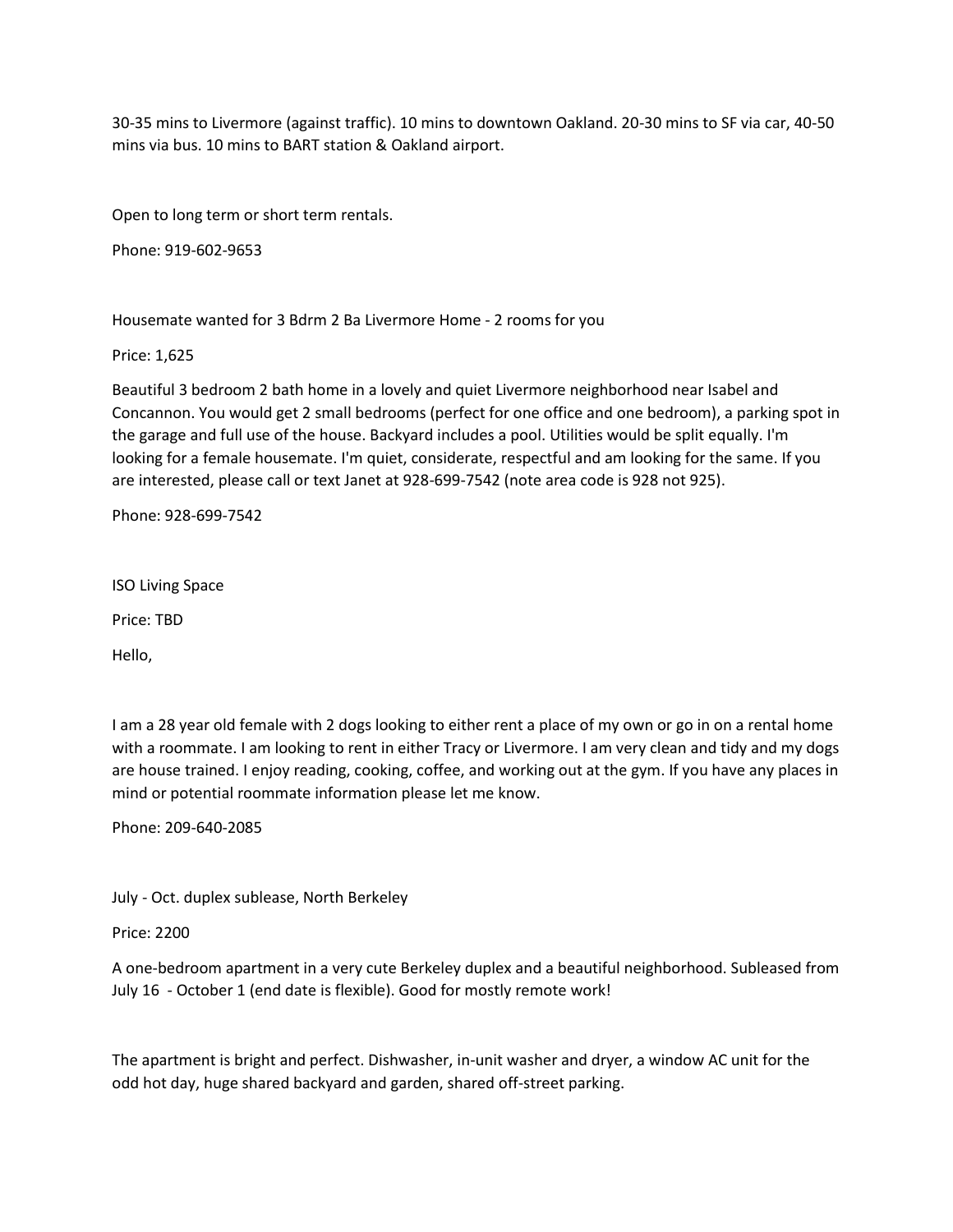30-35 mins to Livermore (against traffic). 10 mins to downtown Oakland. 20-30 mins to SF via car, 40-50 mins via bus. 10 mins to BART station & Oakland airport.

Open to long term or short term rentals.

Phone: 919-602-9653

Housemate wanted for 3 Bdrm 2 Ba Livermore Home - 2 rooms for you

Price: 1,625

Beautiful 3 bedroom 2 bath home in a lovely and quiet Livermore neighborhood near Isabel and Concannon. You would get 2 small bedrooms (perfect for one office and one bedroom), a parking spot in the garage and full use of the house. Backyard includes a pool. Utilities would be split equally. I'm looking for a female housemate. I'm quiet, considerate, respectful and am looking for the same. If you are interested, please call or text Janet at 928-699-7542 (note area code is 928 not 925).

Phone: 928-699-7542

ISO Living Space

Price: TBD

Hello,

I am a 28 year old female with 2 dogs looking to either rent a place of my own or go in on a rental home with a roommate. I am looking to rent in either Tracy or Livermore. I am very clean and tidy and my dogs are house trained. I enjoy reading, cooking, coffee, and working out at the gym. If you have any places in mind or potential roommate information please let me know.

Phone: 209-640-2085

July - Oct. duplex sublease, North Berkeley

Price: 2200

A one-bedroom apartment in a very cute Berkeley duplex and a beautiful neighborhood. Subleased from July 16 - October 1 (end date is flexible). Good for mostly remote work!

The apartment is bright and perfect. Dishwasher, in-unit washer and dryer, a window AC unit for the odd hot day, huge shared backyard and garden, shared off-street parking.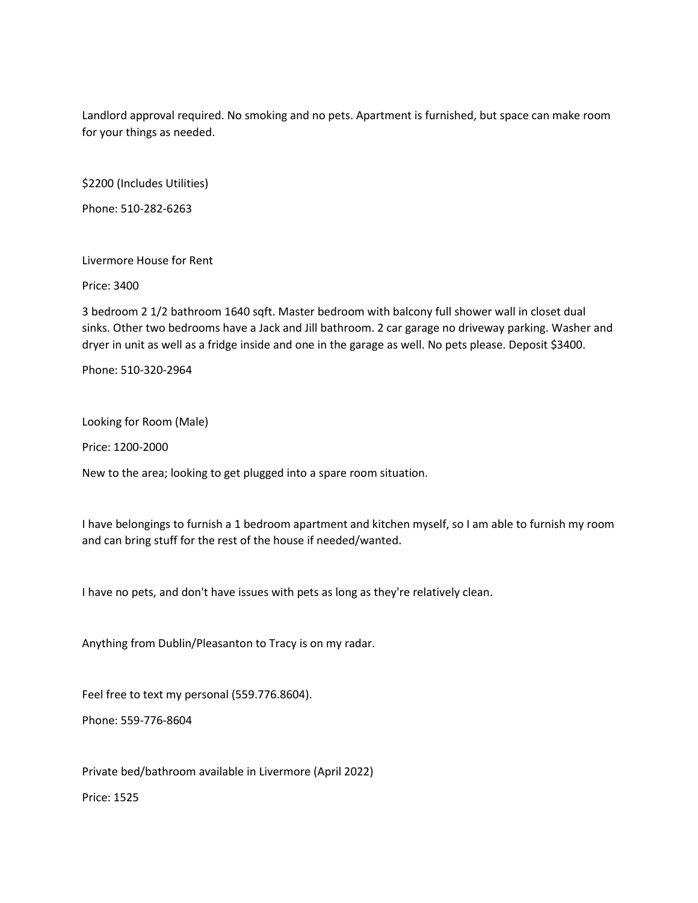Landlord approval required. No smoking and no pets. Apartment is furnished, but space can make room for your things as needed.

$2200 (Includes Utilities)

Phone: 510-282-6263

Livermore House for Rent

Price: 3400

3 bedroom 2 1/2 bathroom 1640 sqft. Master bedroom with balcony full shower wall in closet dual sinks. Other two bedrooms have a Jack and Jill bathroom. 2 car garage no driveway parking. Washer and dryer in unit as well as a fridge inside and one in the garage as well. No pets please. Deposit $3400.

Phone: 510-320-2964

Looking for Room (Male)

Price: 1200-2000

New to the area; looking to get plugged into a spare room situation.

I have belongings to furnish a 1 bedroom apartment and kitchen myself, so I am able to furnish my room and can bring stuff for the rest of the house if needed/wanted.

I have no pets, and don't have issues with pets as long as they're relatively clean.

Anything from Dublin/Pleasanton to Tracy is on my radar.

Feel free to text my personal (559.776.8604).

Phone: 559-776-8604

Private bed/bathroom available in Livermore (April 2022)

Price: 1525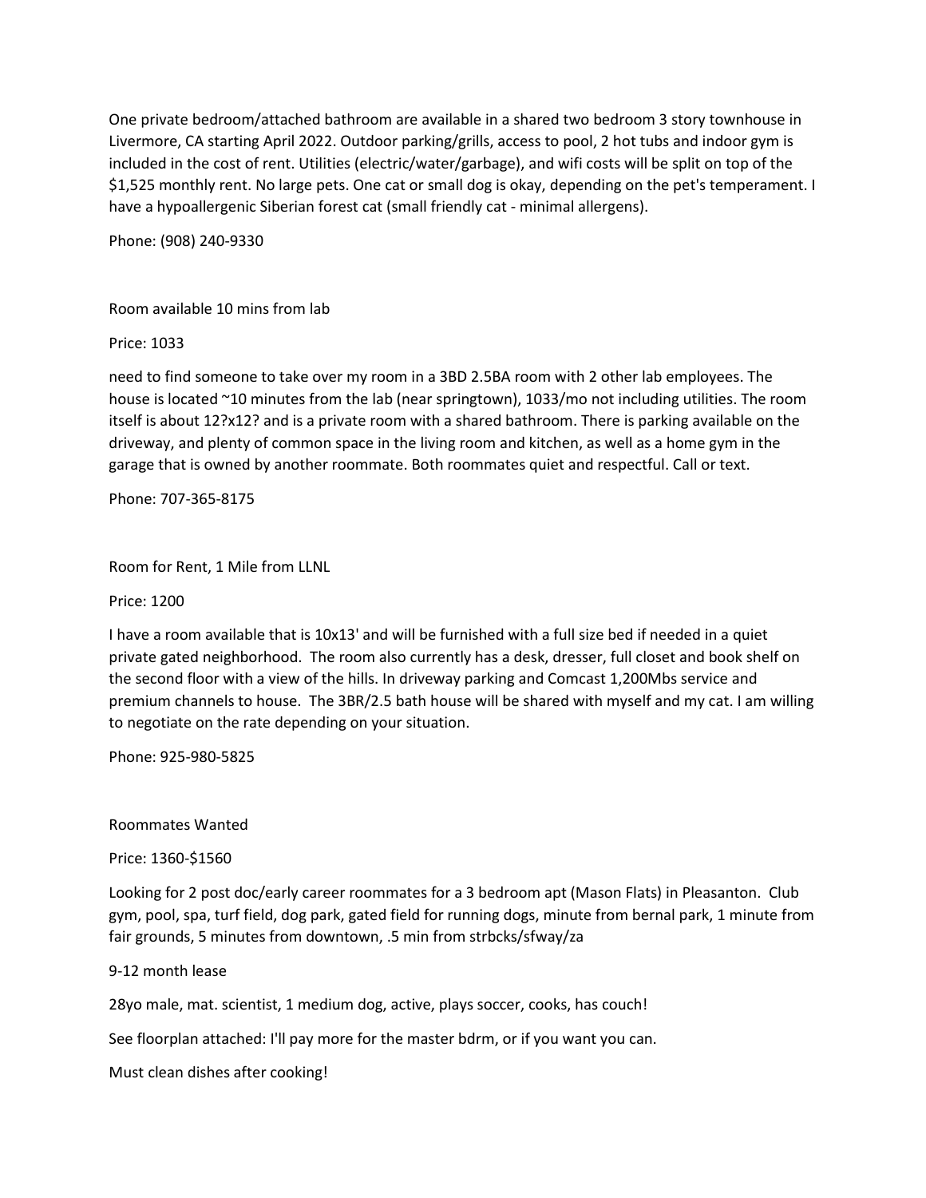One private bedroom/attached bathroom are available in a shared two bedroom 3 story townhouse in Livermore, CA starting April 2022. Outdoor parking/grills, access to pool, 2 hot tubs and indoor gym is included in the cost of rent. Utilities (electric/water/garbage), and wifi costs will be split on top of the $1,525 monthly rent. No large pets. One cat or small dog is okay, depending on the pet's temperament. I have a hypoallergenic Siberian forest cat (small friendly cat - minimal allergens).

Phone: (908) 240-9330

Room available 10 mins from lab

Price: 1033

need to find someone to take over my room in a 3BD 2.5BA room with 2 other lab employees. The house is located ~10 minutes from the lab (near springtown), 1033/mo not including utilities. The room itself is about 12?x12? and is a private room with a shared bathroom. There is parking available on the driveway, and plenty of common space in the living room and kitchen, as well as a home gym in the garage that is owned by another roommate. Both roommates quiet and respectful. Call or text.

Phone: 707-365-8175

Room for Rent, 1 Mile from LLNL

Price: 1200

I have a room available that is 10x13' and will be furnished with a full size bed if needed in a quiet private gated neighborhood. The room also currently has a desk, dresser, full closet and book shelf on the second floor with a view of the hills. In driveway parking and Comcast 1,200Mbs service and premium channels to house. The 3BR/2.5 bath house will be shared with myself and my cat. I am willing to negotiate on the rate depending on your situation.

Phone: 925-980-5825

Roommates Wanted

Price: 1360-$1560

Looking for 2 post doc/early career roommates for a 3 bedroom apt (Mason Flats) in Pleasanton. Club gym, pool, spa, turf field, dog park, gated field for running dogs, minute from bernal park, 1 minute from fair grounds, 5 minutes from downtown, .5 min from strbcks/sfway/za

9-12 month lease

28yo male, mat. scientist, 1 medium dog, active, plays soccer, cooks, has couch!

See floorplan attached: I'll pay more for the master bdrm, or if you want you can.

Must clean dishes after cooking!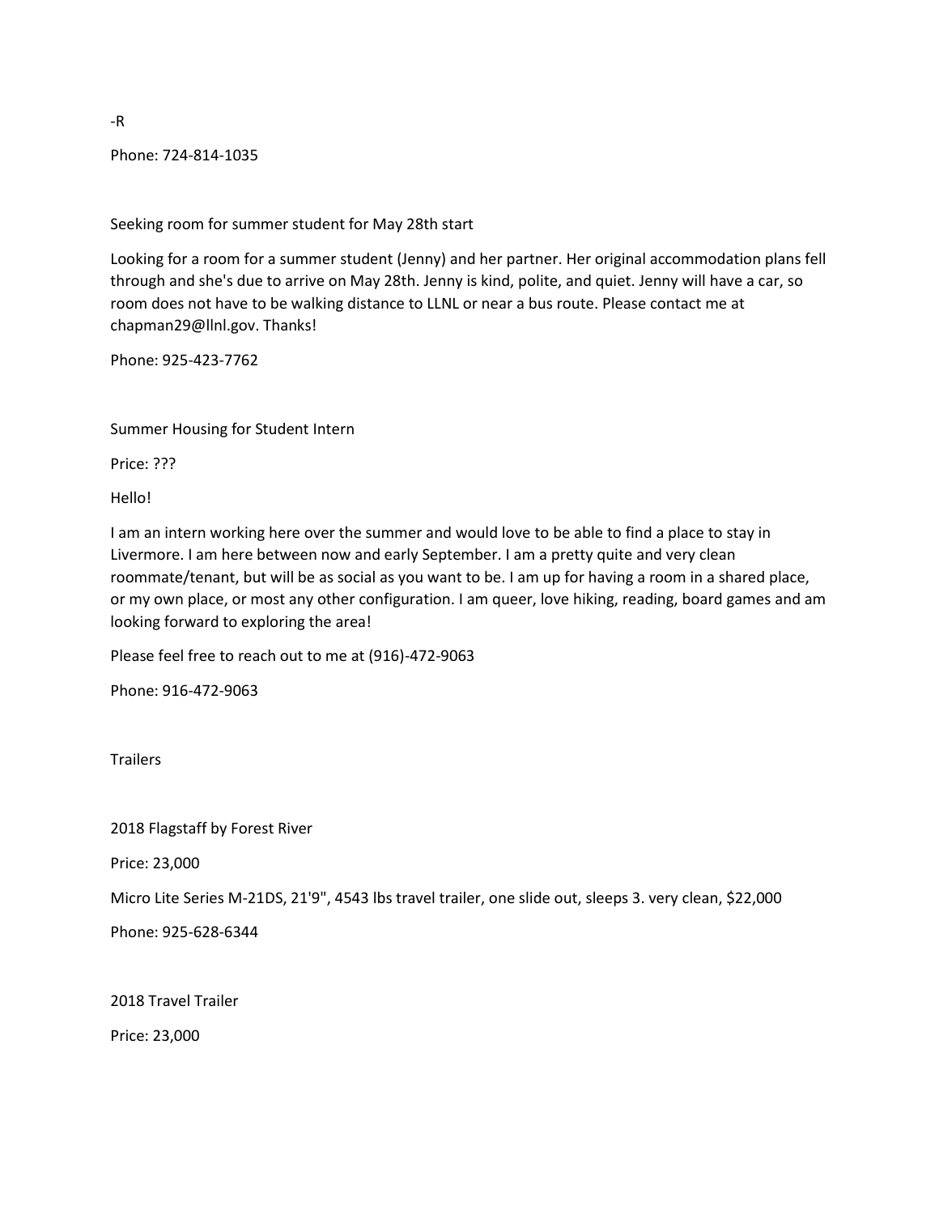-R

Phone: 724-814-1035

Seeking room for summer student for May 28th start

Looking for a room for a summer student (Jenny) and her partner. Her original accommodation plans fell through and she's due to arrive on May 28th. Jenny is kind, polite, and quiet. Jenny will have a car, so room does not have to be walking distance to LLNL or near a bus route. Please contact me at chapman29@llnl.gov. Thanks!

Phone: 925-423-7762

Summer Housing for Student Intern

Price: ???

Hello!

I am an intern working here over the summer and would love to be able to find a place to stay in Livermore. I am here between now and early September. I am a pretty quite and very clean roommate/tenant, but will be as social as you want to be. I am up for having a room in a shared place, or my own place, or most any other configuration. I am queer, love hiking, reading, board games and am looking forward to exploring the area!

Please feel free to reach out to me at (916)-472-9063

Phone: 916-472-9063

Trailers

2018 Flagstaff by Forest River

Price: 23,000

Micro Lite Series M-21DS, 21'9", 4543 lbs travel trailer, one slide out, sleeps 3. very clean, $22,000

Phone: 925-628-6344

2018 Travel Trailer

Price: 23,000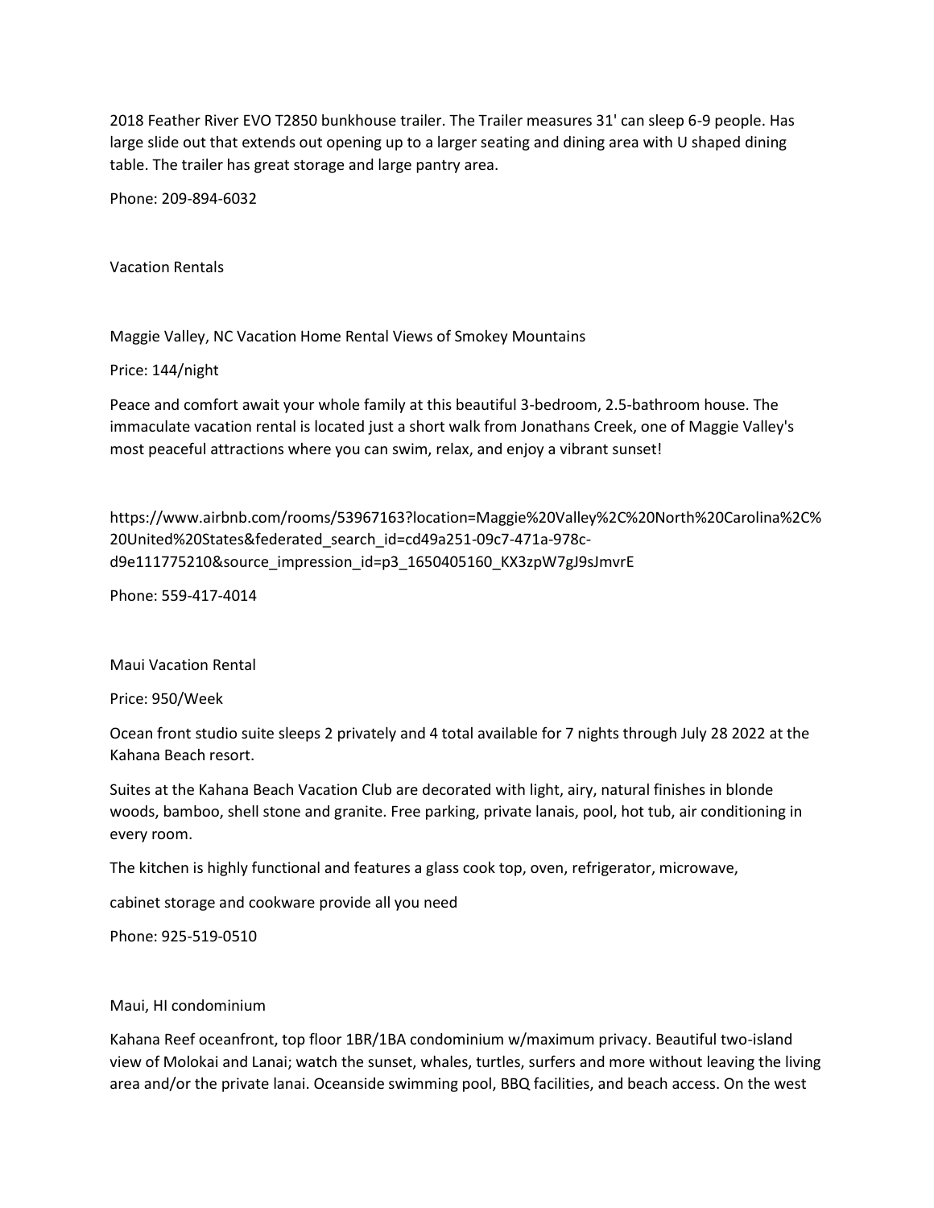2018 Feather River EVO T2850 bunkhouse trailer. The Trailer measures 31' can sleep 6-9 people. Has large slide out that extends out opening up to a larger seating and dining area with U shaped dining table. The trailer has great storage and large pantry area.

Phone: 209-894-6032

Vacation Rentals

Maggie Valley, NC Vacation Home Rental Views of Smokey Mountains

Price: 144/night

Peace and comfort await your whole family at this beautiful 3-bedroom, 2.5-bathroom house. The immaculate vacation rental is located just a short walk from Jonathans Creek, one of Maggie Valley's most peaceful attractions where you can swim, relax, and enjoy a vibrant sunset!

https://www.airbnb.com/rooms/53967163?location=Maggie%20Valley%2C%20North%20Carolina%2C%20United%20States&federated_search_id=cd49a251-09c7-471a-978c-d9e111775210&source_impression_id=p3_1650405160_KX3zpW7gJ9sJmvrE

Phone: 559-417-4014

Maui Vacation Rental

Price: 950/Week

Ocean front studio suite sleeps 2 privately and 4 total available for 7 nights through July 28 2022 at the Kahana Beach resort.

Suites at the Kahana Beach Vacation Club are decorated with light, airy, natural finishes in blonde woods, bamboo, shell stone and granite. Free parking, private lanais, pool, hot tub, air conditioning in every room.

The kitchen is highly functional and features a glass cook top, oven, refrigerator, microwave,

cabinet storage and cookware provide all you need

Phone: 925-519-0510

Maui, HI condominium

Kahana Reef oceanfront, top floor 1BR/1BA condominium w/maximum privacy. Beautiful two-island view of Molokai and Lanai; watch the sunset, whales, turtles, surfers and more without leaving the living area and/or the private lanai. Oceanside swimming pool, BBQ facilities, and beach access. On the west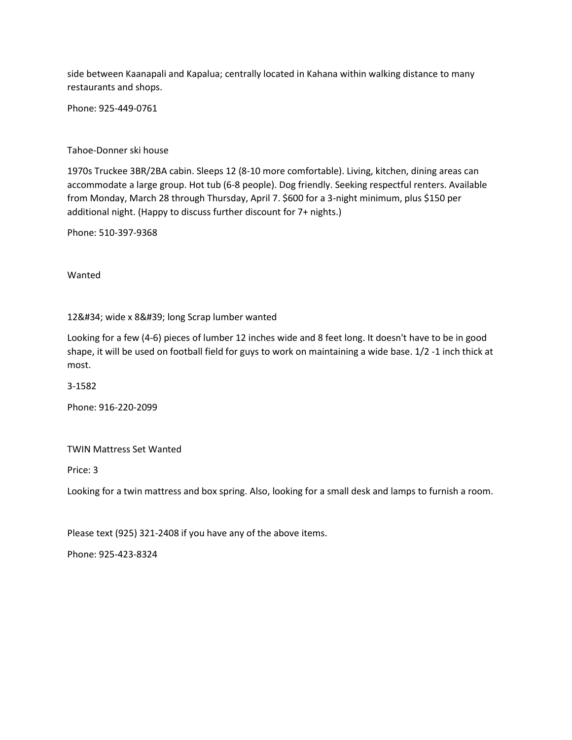side between Kaanapali and Kapalua; centrally located in Kahana within walking distance to many restaurants and shops.

Phone: 925-449-0761

Tahoe-Donner ski house

1970s Truckee 3BR/2BA cabin. Sleeps 12 (8-10 more comfortable). Living, kitchen, dining areas can accommodate a large group. Hot tub (6-8 people). Dog friendly. Seeking respectful renters. Available from Monday, March 28 through Thursday, April 7. $600 for a 3-night minimum, plus $150 per additional night. (Happy to discuss further discount for 7+ nights.)

Phone: 510-397-9368

Wanted

12&#34; wide x 8&#39; long Scrap lumber wanted

Looking for a few (4-6) pieces of lumber 12 inches wide and 8 feet long. It doesn't have to be in good shape, it will be used on football field for guys to work on maintaining a wide base. 1/2 -1 inch thick at most.

3-1582

Phone: 916-220-2099

TWIN Mattress Set Wanted

Price: 3

Looking for a twin mattress and box spring. Also, looking for a small desk and lamps to furnish a room.

Please text (925) 321-2408 if you have any of the above items.

Phone: 925-423-8324